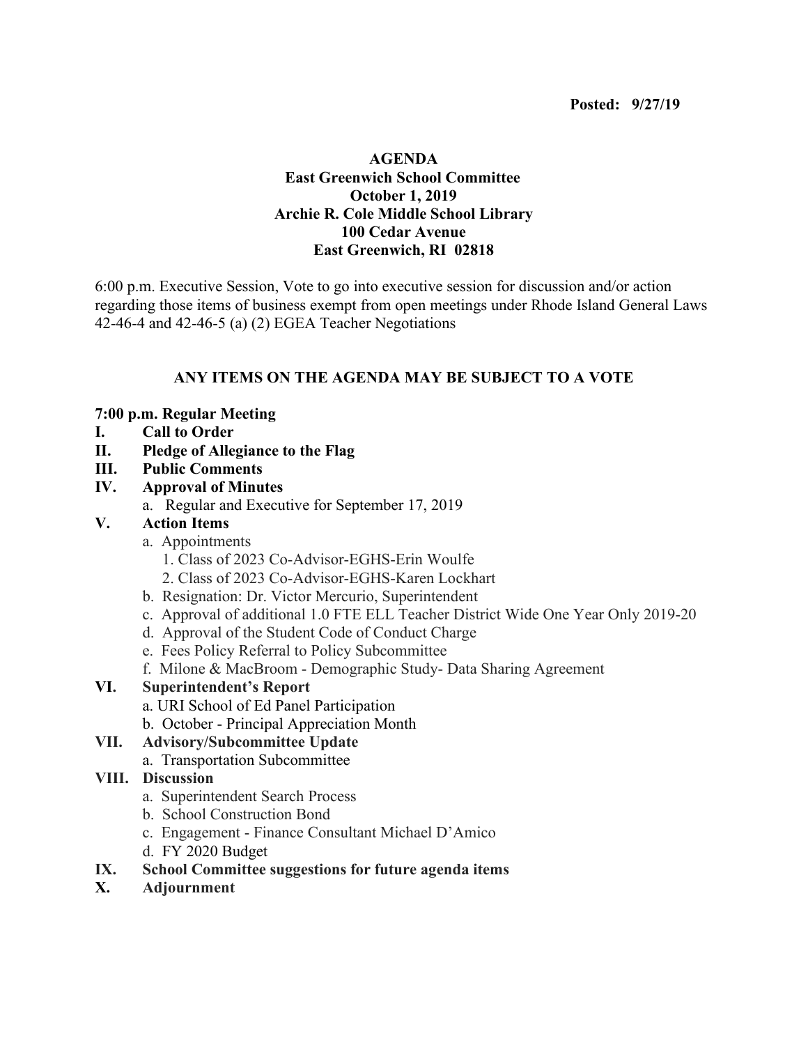**Posted: 9/27/19**

# AGENDA
## East Greenwich School Committee
## October 1, 2019
## Archie R. Cole Middle School Library
## 100 Cedar Avenue
## East Greenwich, RI 02818

6:00 p.m. Executive Session, Vote to go into executive session for discussion and/or action regarding those items of business exempt from open meetings under Rhode Island General Laws 42-46-4 and 42-46-5 (a) (2) EGEA Teacher Negotiations

**ANY ITEMS ON THE AGENDA MAY BE SUBJECT TO A VOTE**

**7:00 p.m. Regular Meeting**

**I. Call to Order**

**II. Pledge of Allegiance to the Flag**

**III. Public Comments**

**IV. Approval of Minutes**
   - a. Regular and Executive for September 17, 2019

**V. Action Items**
   - a. Appointments
     1. Class of 2023 Co-Advisor-EGHS-Erin Woulfe
     2. Class of 2023 Co-Advisor-EGHS-Karen Lockhart
   - b. Resignation: Dr. Victor Mercurio, Superintendent
   - c. Approval of additional 1.0 FTE ELL Teacher District Wide One Year Only 2019-20
   - d. Approval of the Student Code of Conduct Charge
   - e. Fees Policy Referral to Policy Subcommittee
   - f. Milone & MacBroom - Demographic Study- Data Sharing Agreement

**VI. Superintendent's Report**
   - a. URI School of Ed Panel Participation
   - b. October - Principal Appreciation Month

**VII. Advisory/Subcommittee Update**
   - a. Transportation Subcommittee

**VIII. Discussion**
   - a. Superintendent Search Process
   - b. School Construction Bond
   - c. Engagement - Finance Consultant Michael D'Amico
   - d. FY 2020 Budget

**IX. School Committee suggestions for future agenda items**

**X. Adjournment**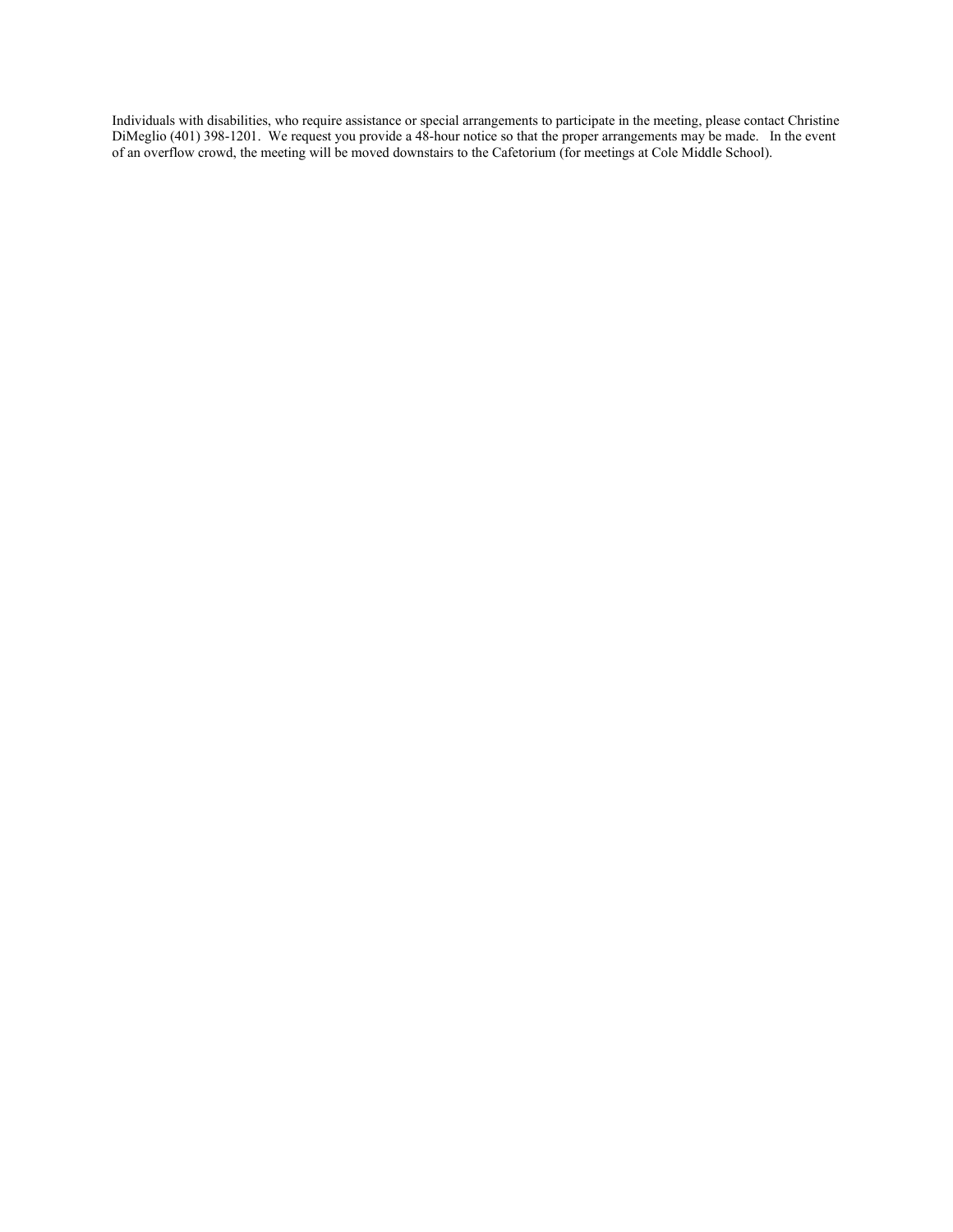Individuals with disabilities, who require assistance or special arrangements to participate in the meeting, please contact Christine DiMeglio (401) 398-1201. We request you provide a 48-hour notice so that the proper arrangements may be made. In the event of an overflow crowd, the meeting will be moved downstairs to the Cafetorium (for meetings at Cole Middle School).